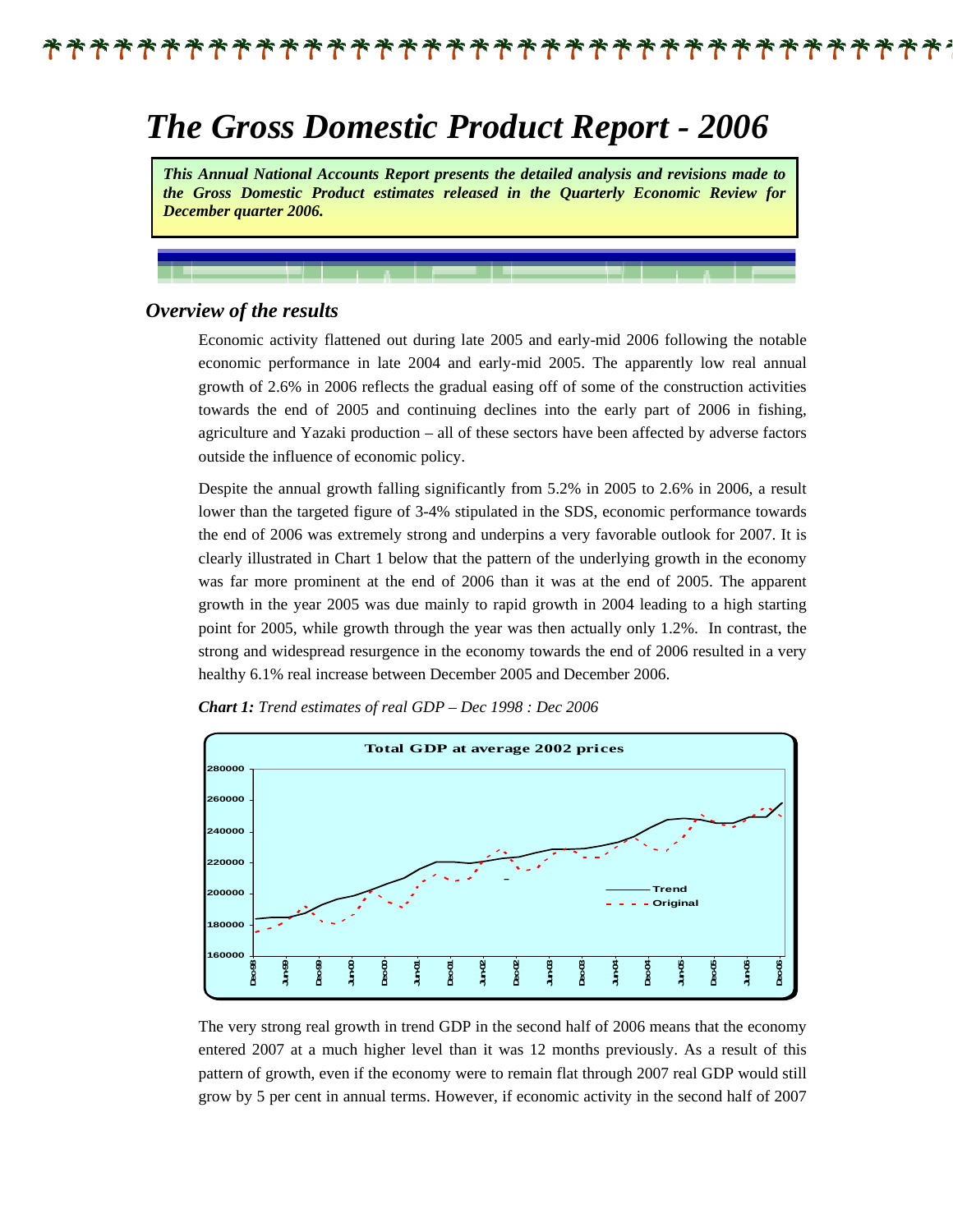# The Gross Domestic Product Report - 2006

***This Annual National Accounts Report presents the detailed analysis and revisions made to the Gross Domestic Product estimates released in the Quarterly Economic Review for December quarter 2006.***

## *Overview of the results*

Economic activity flattened out during late 2005 and early-mid 2006 following the notable economic performance in late 2004 and early-mid 2005. The apparently low real annual growth of 2.6% in 2006 reflects the gradual easing off of some of the construction activities towards the end of 2005 and continuing declines into the early part of 2006 in fishing, agriculture and Yazaki production – all of these sectors have been affected by adverse factors outside the influence of economic policy.

Despite the annual growth falling significantly from 5.2% in 2005 to 2.6% in 2006, a result lower than the targeted figure of 3-4% stipulated in the SDS, economic performance towards the end of 2006 was extremely strong and underpins a very favorable outlook for 2007. It is clearly illustrated in Chart 1 below that the pattern of the underlying growth in the economy was far more prominent at the end of 2006 than it was at the end of 2005. The apparent growth in the year 2005 was due mainly to rapid growth in 2004 leading to a high starting point for 2005, while growth through the year was then actually only 1.2%. In contrast, the strong and widespread resurgence in the economy towards the end of 2006 resulted in a very healthy 6.1% real increase between December 2005 and December 2006.

***Chart 1:*** *Trend estimates of real GDP – Dec 1998 : Dec 2006*

The very strong real growth in trend GDP in the second half of 2006 means that the economy entered 2007 at a much higher level than it was 12 months previously. As a result of this pattern of growth, even if the economy were to remain flat through 2007 real GDP would still grow by 5 per cent in annual terms. However, if economic activity in the second half of 2007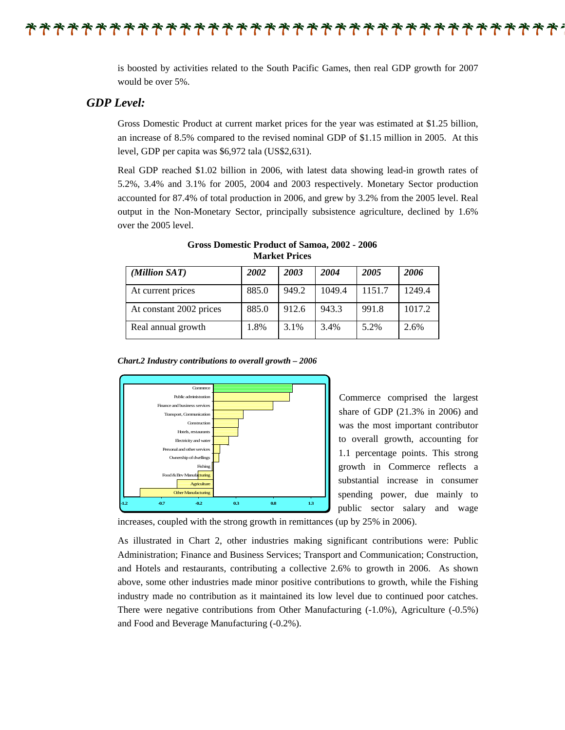is boosted by activities related to the South Pacific Games, then real GDP growth for 2007 would be over 5%.

## *GDP Level:*

Gross Domestic Product at current market prices for the year was estimated at $1.25 billion, an increase of 8.5% compared to the revised nominal GDP of $1.15 million in 2005. At this level, GDP per capita was $6,972 tala (US$2,631).

Real GDP reached $1.02 billion in 2006, with latest data showing lead-in growth rates of 5.2%, 3.4% and 3.1% for 2005, 2004 and 2003 respectively. Monetary Sector production accounted for 87.4% of total production in 2006, and grew by 3.2% from the 2005 level. Real output in the Non-Monetary Sector, principally subsistence agriculture, declined by 1.6% over the 2005 level.

**Gross Domestic Product of Samoa, 2002 - 2006**
**Market Prices**

| *(Million SAT)* | *2002* | *2003* | *2004* | *2005* | *2006* |
|---|---|---|---|---|---|
| At current prices | 885.0 | 949.2 | 1049.4 | 1151.7 | 1249.4 |
| At constant 2002 prices | 885.0 | 912.6 | 943.3 | 991.8 | 1017.2 |
| Real annual growth | 1.8% | 3.1% | 3.4% | 5.2% | 2.6% |

***Chart.2 Industry contributions to overall growth – 2006***

Commerce comprised the largest share of GDP (21.3% in 2006) and was the most important contributor to overall growth, accounting for 1.1 percentage points. This strong growth in Commerce reflects a substantial increase in consumer spending power, due mainly to public sector salary and wage increases, coupled with the strong growth in remittances (up by 25% in 2006).

As illustrated in Chart 2, other industries making significant contributions were: Public Administration; Finance and Business Services; Transport and Communication; Construction, and Hotels and restaurants, contributing a collective 2.6% to growth in 2006. As shown above, some other industries made minor positive contributions to growth, while the Fishing industry made no contribution as it maintained its low level due to continued poor catches. There were negative contributions from Other Manufacturing (-1.0%), Agriculture (-0.5%) and Food and Beverage Manufacturing (-0.2%).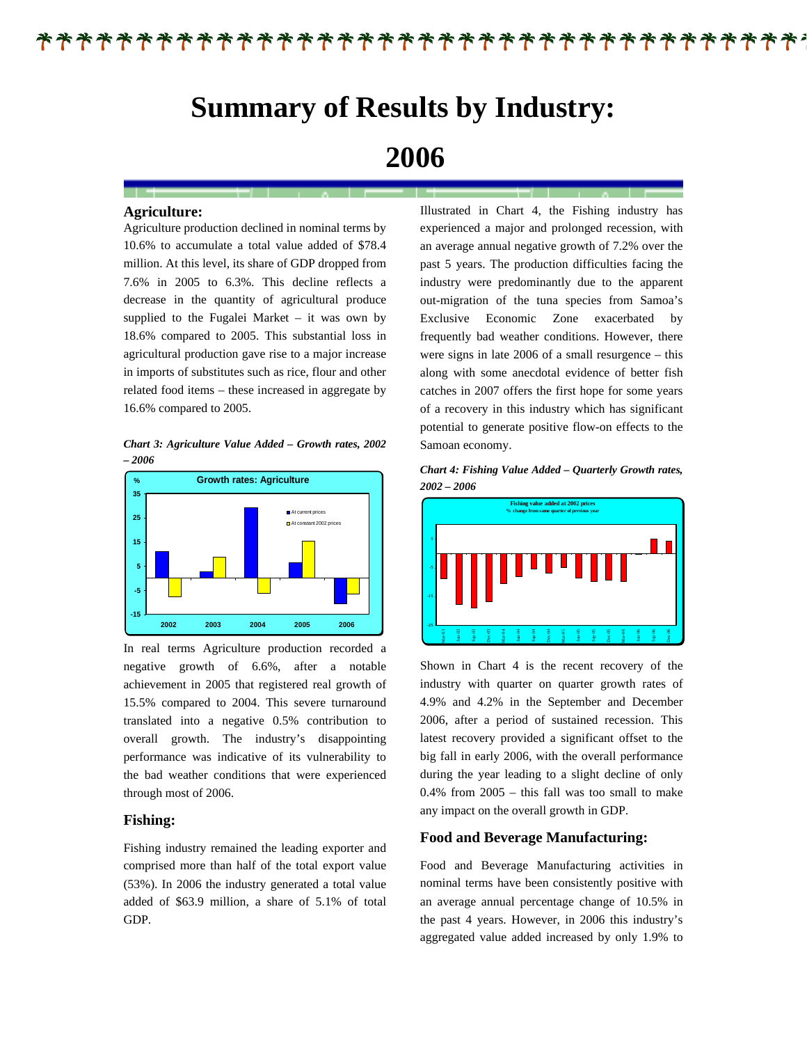# Summary of Results by Industry: 2006

### Agriculture:

Agriculture production declined in nominal terms by 10.6% to accumulate a total value added of $78.4 million. At this level, its share of GDP dropped from 7.6% in 2005 to 6.3%. This decline reflects a decrease in the quantity of agricultural produce supplied to the Fugalei Market – it was own by 18.6% compared to 2005. This substantial loss in agricultural production gave rise to a major increase in imports of substitutes such as rice, flour and other related food items – these increased in aggregate by 16.6% compared to 2005.

*Chart 3: Agriculture Value Added – Growth rates, 2002 – 2006*

In real terms Agriculture production recorded a negative growth of 6.6%, after a notable achievement in 2005 that registered real growth of 15.5% compared to 2004. This severe turnaround translated into a negative 0.5% contribution to overall growth. The industry's disappointing performance was indicative of its vulnerability to the bad weather conditions that were experienced through most of 2006.

### Fishing:

Fishing industry remained the leading exporter and comprised more than half of the total export value (53%). In 2006 the industry generated a total value added of $63.9 million, a share of 5.1% of total GDP.

Illustrated in Chart 4, the Fishing industry has experienced a major and prolonged recession, with an average annual negative growth of 7.2% over the past 5 years. The production difficulties facing the industry were predominantly due to the apparent out-migration of the tuna species from Samoa's Exclusive Economic Zone exacerbated by frequently bad weather conditions. However, there were signs in late 2006 of a small resurgence – this along with some anecdotal evidence of better fish catches in 2007 offers the first hope for some years of a recovery in this industry which has significant potential to generate positive flow-on effects to the Samoan economy.

*Chart 4: Fishing Value Added – Quarterly Growth rates, 2002 – 2006*

Shown in Chart 4 is the recent recovery of the industry with quarter on quarter growth rates of 4.9% and 4.2% in the September and December 2006, after a period of sustained recession. This latest recovery provided a significant offset to the big fall in early 2006, with the overall performance during the year leading to a slight decline of only 0.4% from 2005 – this fall was too small to make any impact on the overall growth in GDP.

### Food and Beverage Manufacturing:

Food and Beverage Manufacturing activities in nominal terms have been consistently positive with an average annual percentage change of 10.5% in the past 4 years. However, in 2006 this industry's aggregated value added increased by only 1.9% to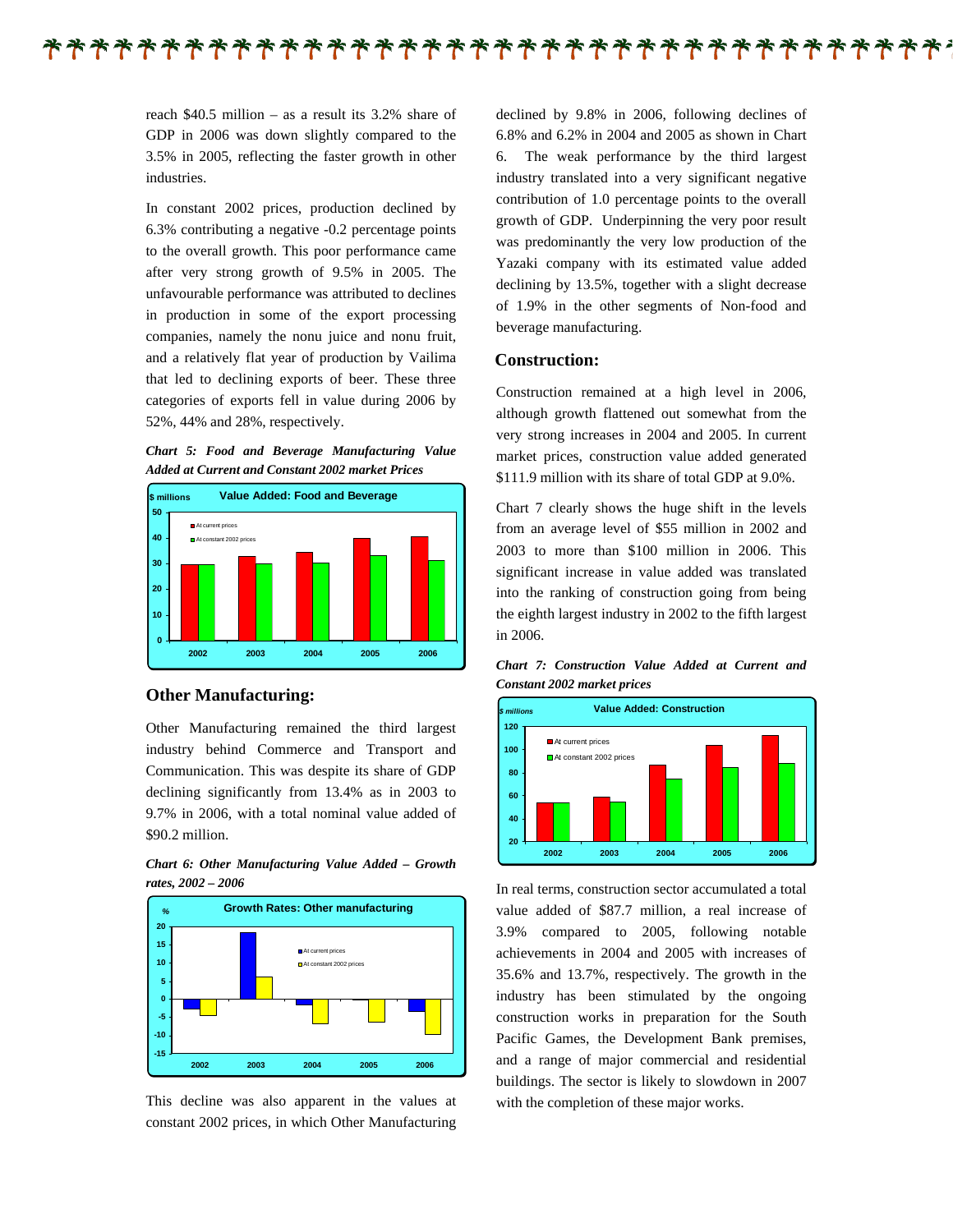reach $40.5 million – as a result its 3.2% share of GDP in 2006 was down slightly compared to the 3.5% in 2005, reflecting the faster growth in other industries.

In constant 2002 prices, production declined by 6.3% contributing a negative -0.2 percentage points to the overall growth. This poor performance came after very strong growth of 9.5% in 2005. The unfavourable performance was attributed to declines in production in some of the export processing companies, namely the nonu juice and nonu fruit, and a relatively flat year of production by Vailima that led to declining exports of beer. These three categories of exports fell in value during 2006 by 52%, 44% and 28%, respectively.

***Chart 5: Food and Beverage Manufacturing Value Added at Current and Constant 2002 market Prices***

## Other Manufacturing:

Other Manufacturing remained the third largest industry behind Commerce and Transport and Communication. This was despite its share of GDP declining significantly from 13.4% as in 2003 to 9.7% in 2006, with a total nominal value added of $90.2 million.

***Chart 6: Other Manufacturing Value Added – Growth rates, 2002 – 2006***

This decline was also apparent in the values at constant 2002 prices, in which Other Manufacturing declined by 9.8% in 2006, following declines of 6.8% and 6.2% in 2004 and 2005 as shown in Chart 6. The weak performance by the third largest industry translated into a very significant negative contribution of 1.0 percentage points to the overall growth of GDP. Underpinning the very poor result was predominantly the very low production of the Yazaki company with its estimated value added declining by 13.5%, together with a slight decrease of 1.9% in the other segments of Non-food and beverage manufacturing.

## Construction:

Construction remained at a high level in 2006, although growth flattened out somewhat from the very strong increases in 2004 and 2005. In current market prices, construction value added generated $111.9 million with its share of total GDP at 9.0%.

Chart 7 clearly shows the huge shift in the levels from an average level of $55 million in 2002 and 2003 to more than $100 million in 2006. This significant increase in value added was translated into the ranking of construction going from being the eighth largest industry in 2002 to the fifth largest in 2006.

***Chart 7: Construction Value Added at Current and Constant 2002 market prices***

In real terms, construction sector accumulated a total value added of $87.7 million, a real increase of 3.9% compared to 2005, following notable achievements in 2004 and 2005 with increases of 35.6% and 13.7%, respectively. The growth in the industry has been stimulated by the ongoing construction works in preparation for the South Pacific Games, the Development Bank premises, and a range of major commercial and residential buildings. The sector is likely to slowdown in 2007 with the completion of these major works.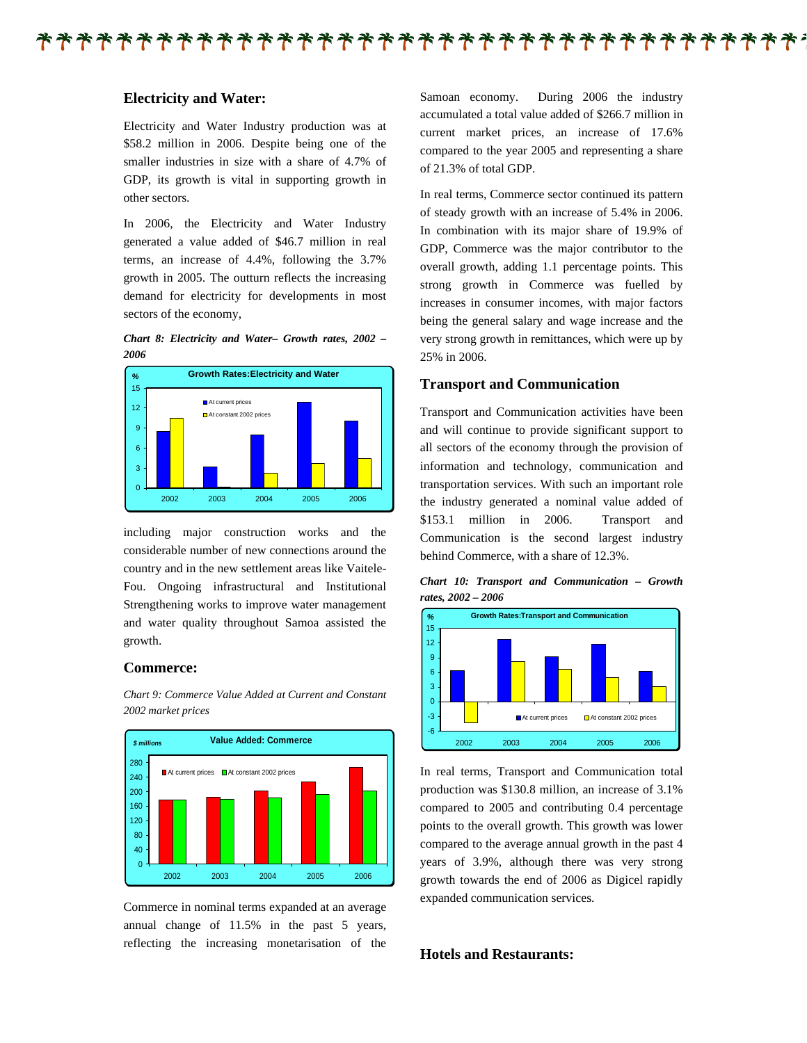## Electricity and Water:

Electricity and Water Industry production was at $58.2 million in 2006. Despite being one of the smaller industries in size with a share of 4.7% of GDP, its growth is vital in supporting growth in other sectors.

In 2006, the Electricity and Water Industry generated a value added of $46.7 million in real terms, an increase of 4.4%, following the 3.7% growth in 2005. The outturn reflects the increasing demand for electricity for developments in most sectors of the economy,

***Chart 8: Electricity and Water– Growth rates, 2002 – 2006***

including major construction works and the considerable number of new connections around the country and in the new settlement areas like Vaitele-Fou. Ongoing infrastructural and Institutional Strengthening works to improve water management and water quality throughout Samoa assisted the growth.

## Commerce:

*Chart 9: Commerce Value Added at Current and Constant 2002 market prices*

Commerce in nominal terms expanded at an average annual change of 11.5% in the past 5 years, reflecting the increasing monetarisation of the Samoan economy. During 2006 the industry accumulated a total value added of $266.7 million in current market prices, an increase of 17.6% compared to the year 2005 and representing a share of 21.3% of total GDP.

In real terms, Commerce sector continued its pattern of steady growth with an increase of 5.4% in 2006. In combination with its major share of 19.9% of GDP, Commerce was the major contributor to the overall growth, adding 1.1 percentage points. This strong growth in Commerce was fuelled by increases in consumer incomes, with major factors being the general salary and wage increase and the very strong growth in remittances, which were up by 25% in 2006.

## Transport and Communication

Transport and Communication activities have been and will continue to provide significant support to all sectors of the economy through the provision of information and technology, communication and transportation services. With such an important role the industry generated a nominal value added of $153.1 million in 2006. Transport and Communication is the second largest industry behind Commerce, with a share of 12.3%.

***Chart 10: Transport and Communication – Growth rates, 2002 – 2006***

In real terms, Transport and Communication total production was $130.8 million, an increase of 3.1% compared to 2005 and contributing 0.4 percentage points to the overall growth. This growth was lower compared to the average annual growth in the past 4 years of 3.9%, although there was very strong growth towards the end of 2006 as Digicel rapidly expanded communication services.

## Hotels and Restaurants: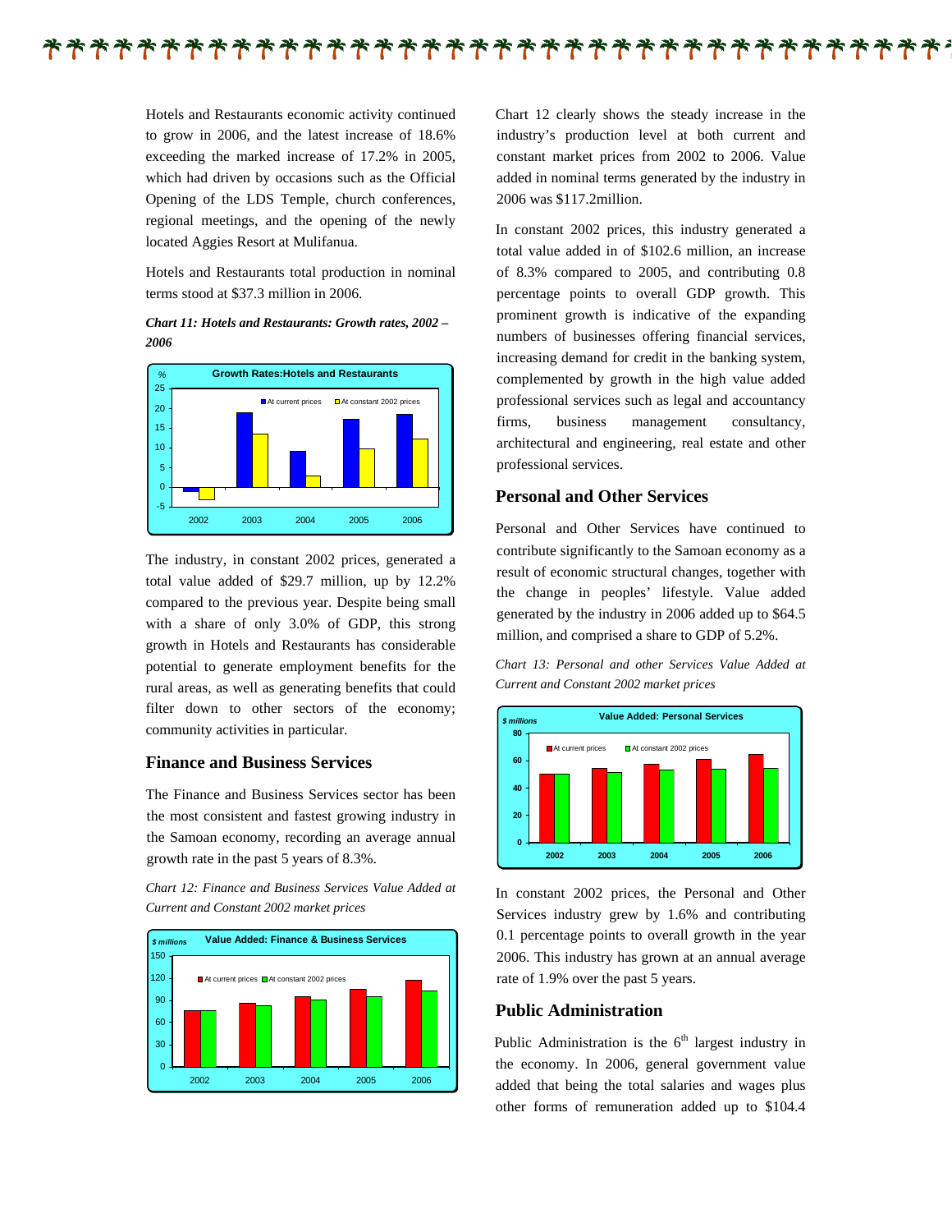Hotels and Restaurants economic activity continued to grow in 2006, and the latest increase of 18.6% exceeding the marked increase of 17.2% in 2005, which had driven by occasions such as the Official Opening of the LDS Temple, church conferences, regional meetings, and the opening of the newly located Aggies Resort at Mulifanua.

Hotels and Restaurants total production in nominal terms stood at $37.3 million in 2006.

***Chart 11: Hotels and Restaurants: Growth rates, 2002 – 2006***

The industry, in constant 2002 prices, generated a total value added of $29.7 million, up by 12.2% compared to the previous year. Despite being small with a share of only 3.0% of GDP, this strong growth in Hotels and Restaurants has considerable potential to generate employment benefits for the rural areas, as well as generating benefits that could filter down to other sectors of the economy; community activities in particular.

## Finance and Business Services

The Finance and Business Services sector has been the most consistent and fastest growing industry in the Samoan economy, recording an average annual growth rate in the past 5 years of 8.3%.

*Chart 12: Finance and Business Services Value Added at Current and Constant 2002 market prices*

Chart 12 clearly shows the steady increase in the industry's production level at both current and constant market prices from 2002 to 2006. Value added in nominal terms generated by the industry in 2006 was $117.2million.

In constant 2002 prices, this industry generated a total value added in of $102.6 million, an increase of 8.3% compared to 2005, and contributing 0.8 percentage points to overall GDP growth. This prominent growth is indicative of the expanding numbers of businesses offering financial services, increasing demand for credit in the banking system, complemented by growth in the high value added professional services such as legal and accountancy firms, business management consultancy, architectural and engineering, real estate and other professional services.

## Personal and Other Services

Personal and Other Services have continued to contribute significantly to the Samoan economy as a result of economic structural changes, together with the change in peoples' lifestyle. Value added generated by the industry in 2006 added up to $64.5 million, and comprised a share to GDP of 5.2%.

*Chart 13: Personal and other Services Value Added at Current and Constant 2002 market prices*

In constant 2002 prices, the Personal and Other Services industry grew by 1.6% and contributing 0.1 percentage points to overall growth in the year 2006. This industry has grown at an annual average rate of 1.9% over the past 5 years.

## Public Administration

Public Administration is the 6th largest industry in the economy. In 2006, general government value added that being the total salaries and wages plus other forms of remuneration added up to $104.4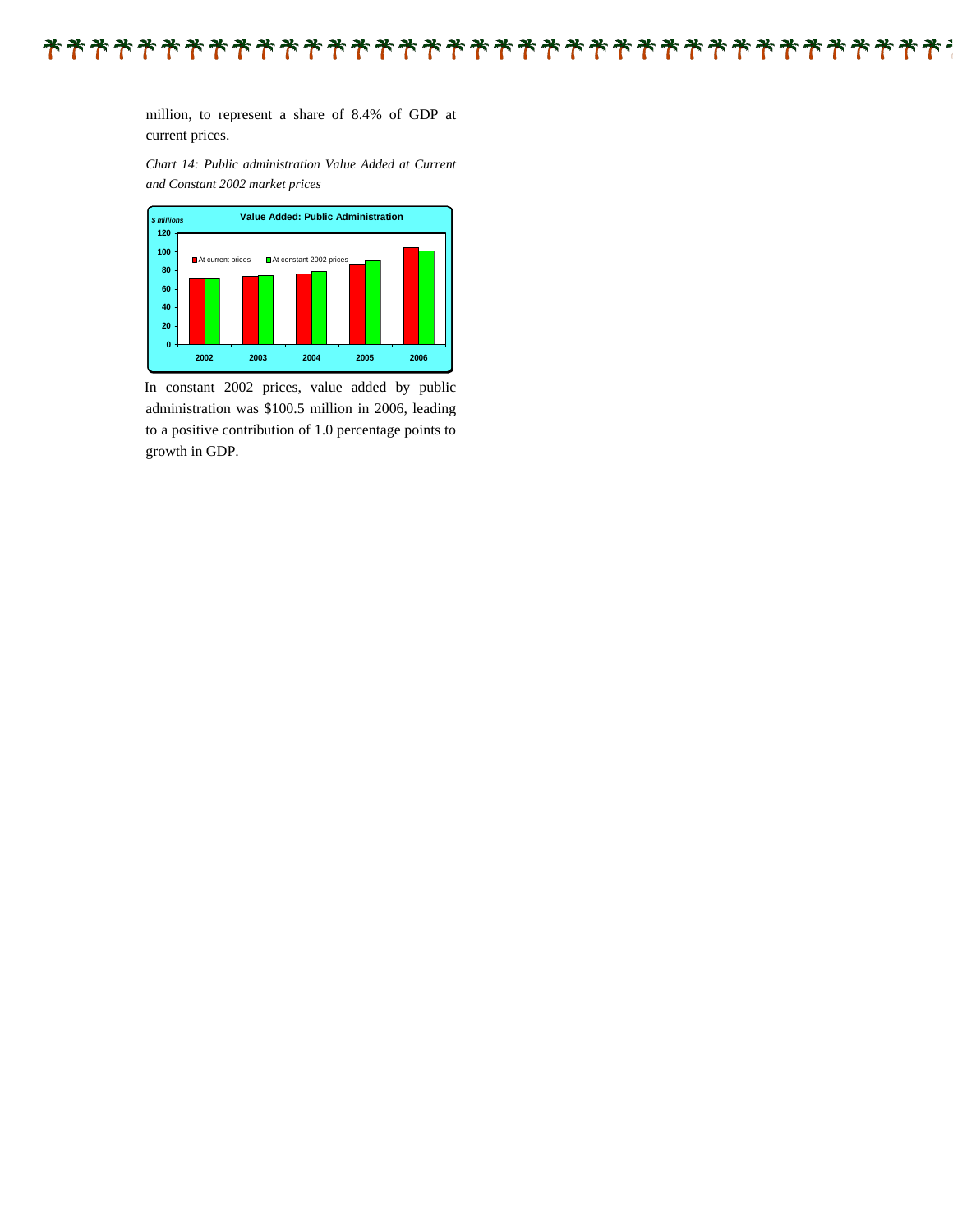million, to represent a share of 8.4% of GDP at current prices.

*Chart 14: Public administration Value Added at Current and Constant 2002 market prices*

In constant 2002 prices, value added by public administration was $100.5 million in 2006, leading to a positive contribution of 1.0 percentage points to growth in GDP.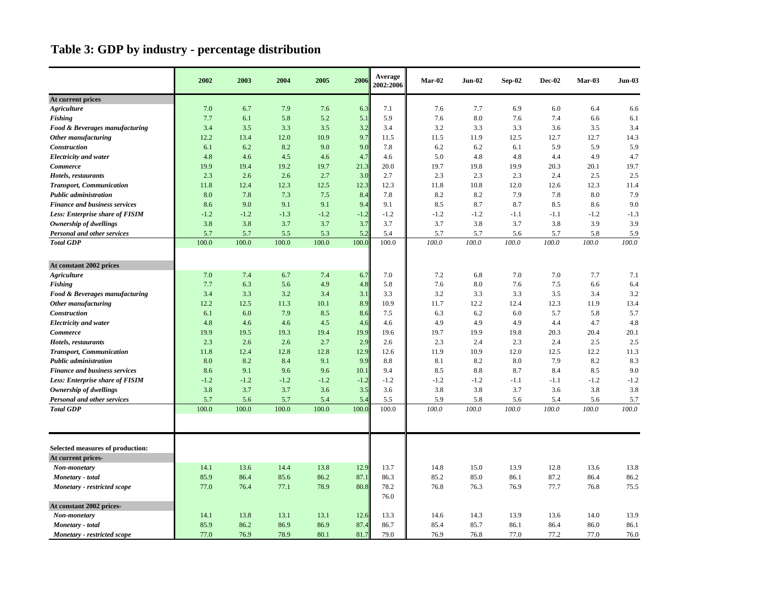# Table 3: GDP by industry - percentage distribution

| | 2002 | 2003 | 2004 | 2005 | 2006 | Average 2002:2006 | Mar-02 | Jun-02 | Sep-02 | Dec-02 | Mar-03 | Jun-03 |
|---|---|---|---|---|---|---|---|---|---|---|---|---|
| **At current prices** | | | | | | | | | | | | |
| ***Agriculture*** | 7.0 | 6.7 | 7.9 | 7.6 | 6.3 | 7.1 | 7.6 | 7.7 | 6.9 | 6.0 | 6.4 | 6.6 |
| ***Fishing*** | 7.7 | 6.1 | 5.8 | 5.2 | 5.1 | 5.9 | 7.6 | 8.0 | 7.6 | 7.4 | 6.6 | 6.1 |
| ***Food & Beverages manufacturing*** | 3.4 | 3.5 | 3.3 | 3.5 | 3.2 | 3.4 | 3.2 | 3.3 | 3.3 | 3.6 | 3.5 | 3.4 |
| ***Other manufacturing*** | 12.2 | 13.4 | 12.0 | 10.9 | 9.7 | 11.5 | 11.5 | 11.9 | 12.5 | 12.7 | 12.7 | 14.3 |
| ***Construction*** | 6.1 | 6.2 | 8.2 | 9.0 | 9.0 | 7.8 | 6.2 | 6.2 | 6.1 | 5.9 | 5.9 | 5.9 |
| ***Electricity and water*** | 4.8 | 4.6 | 4.5 | 4.6 | 4.7 | 4.6 | 5.0 | 4.8 | 4.8 | 4.4 | 4.9 | 4.7 |
| ***Commerce*** | 19.9 | 19.4 | 19.2 | 19.7 | 21.3 | 20.0 | 19.7 | 19.8 | 19.9 | 20.3 | 20.1 | 19.7 |
| ***Hotels, restaurants*** | 2.3 | 2.6 | 2.6 | 2.7 | 3.0 | 2.7 | 2.3 | 2.3 | 2.3 | 2.4 | 2.5 | 2.5 |
| ***Transport, Communication*** | 11.8 | 12.4 | 12.3 | 12.5 | 12.3 | 12.3 | 11.8 | 10.8 | 12.0 | 12.6 | 12.3 | 11.4 |
| ***Public administration*** | 8.0 | 7.8 | 7.3 | 7.5 | 8.4 | 7.8 | 8.2 | 8.2 | 7.9 | 7.8 | 8.0 | 7.9 |
| ***Finance and business services*** | 8.6 | 9.0 | 9.1 | 9.1 | 9.4 | 9.1 | 8.5 | 8.7 | 8.7 | 8.5 | 8.6 | 9.0 |
| ***Less: Enterprise share of FISIM*** | -1.2 | -1.2 | -1.3 | -1.2 | -1.2 | -1.2 | -1.2 | -1.2 | -1.1 | -1.1 | -1.2 | -1.3 |
| ***Ownership of dwellings*** | 3.8 | 3.8 | 3.7 | 3.7 | 3.7 | 3.7 | 3.7 | 3.8 | 3.7 | 3.8 | 3.9 | 3.9 |
| ***Personal and other services*** | 5.7 | 5.7 | 5.5 | 5.3 | 5.2 | 5.4 | 5.7 | 5.7 | 5.6 | 5.7 | 5.8 | 5.9 |
| ***Total GDP*** | 100.0 | 100.0 | 100.0 | 100.0 | 100.0 | 100.0 | *100.0* | *100.0* | *100.0* | *100.0* | *100.0* | *100.0* |
| **At constant 2002 prices** | | | | | | | | | | | | |
| ***Agriculture*** | 7.0 | 7.4 | 6.7 | 7.4 | 6.7 | 7.0 | 7.2 | 6.8 | 7.0 | 7.0 | 7.7 | 7.1 |
| ***Fishing*** | 7.7 | 6.3 | 5.6 | 4.9 | 4.8 | 5.8 | 7.6 | 8.0 | 7.6 | 7.5 | 6.6 | 6.4 |
| ***Food & Beverages manufacturing*** | 3.4 | 3.3 | 3.2 | 3.4 | 3.1 | 3.3 | 3.2 | 3.3 | 3.3 | 3.5 | 3.4 | 3.2 |
| ***Other manufacturing*** | 12.2 | 12.5 | 11.3 | 10.1 | 8.9 | 10.9 | 11.7 | 12.2 | 12.4 | 12.3 | 11.9 | 13.4 |
| ***Construction*** | 6.1 | 6.0 | 7.9 | 8.5 | 8.6 | 7.5 | 6.3 | 6.2 | 6.0 | 5.7 | 5.8 | 5.7 |
| ***Electricity and water*** | 4.8 | 4.6 | 4.6 | 4.5 | 4.6 | 4.6 | 4.9 | 4.9 | 4.9 | 4.4 | 4.7 | 4.8 |
| ***Commerce*** | 19.9 | 19.5 | 19.3 | 19.4 | 19.9 | 19.6 | 19.7 | 19.9 | 19.8 | 20.3 | 20.4 | 20.1 |
| ***Hotels, restaurants*** | 2.3 | 2.6 | 2.6 | 2.7 | 2.9 | 2.6 | 2.3 | 2.4 | 2.3 | 2.4 | 2.5 | 2.5 |
| ***Transport, Communication*** | 11.8 | 12.4 | 12.8 | 12.8 | 12.9 | 12.6 | 11.9 | 10.9 | 12.0 | 12.5 | 12.2 | 11.3 |
| ***Public administration*** | 8.0 | 8.2 | 8.4 | 9.1 | 9.9 | 8.8 | 8.1 | 8.2 | 8.0 | 7.9 | 8.2 | 8.3 |
| ***Finance and business services*** | 8.6 | 9.1 | 9.6 | 9.6 | 10.1 | 9.4 | 8.5 | 8.8 | 8.7 | 8.4 | 8.5 | 9.0 |
| ***Less: Enterprise share of FISIM*** | -1.2 | -1.2 | -1.2 | -1.2 | -1.2 | -1.2 | -1.2 | -1.2 | -1.1 | -1.1 | -1.2 | -1.2 |
| ***Ownership of dwellings*** | 3.8 | 3.7 | 3.7 | 3.6 | 3.5 | 3.6 | 3.8 | 3.8 | 3.7 | 3.6 | 3.8 | 3.8 |
| ***Personal and other services*** | 5.7 | 5.6 | 5.7 | 5.4 | 5.4 | 5.5 | 5.9 | 5.8 | 5.6 | 5.4 | 5.6 | 5.7 |
| ***Total GDP*** | 100.0 | 100.0 | 100.0 | 100.0 | 100.0 | 100.0 | *100.0* | *100.0* | *100.0* | *100.0* | *100.0* | *100.0* |
| **Selected measures of production:** | | | | | | | | | | | | |
| **At current prices-** | | | | | | | | | | | | |
| ***Non-monetary*** | 14.1 | 13.6 | 14.4 | 13.8 | 12.9 | 13.7 | 14.8 | 15.0 | 13.9 | 12.8 | 13.6 | 13.8 |
| ***Monetary - total*** | 85.9 | 86.4 | 85.6 | 86.2 | 87.1 | 86.3 | 85.2 | 85.0 | 86.1 | 87.2 | 86.4 | 86.2 |
| ***Monetary - restricted scope*** | 77.0 | 76.4 | 77.1 | 78.9 | 80.8 | 78.2 | 76.8 | 76.3 | 76.9 | 77.7 | 76.8 | 75.5 |
| | | | | | | 76.0 | | | | | | |
| **At constant 2002 prices-** | | | | | | | | | | | | |
| ***Non-monetary*** | 14.1 | 13.8 | 13.1 | 13.1 | 12.6 | 13.3 | 14.6 | 14.3 | 13.9 | 13.6 | 14.0 | 13.9 |
| ***Monetary - total*** | 85.9 | 86.2 | 86.9 | 86.9 | 87.4 | 86.7 | 85.4 | 85.7 | 86.1 | 86.4 | 86.0 | 86.1 |
| ***Monetary - restricted scope*** | 77.0 | 76.9 | 78.9 | 80.1 | 81.7 | 79.0 | 76.9 | 76.8 | 77.0 | 77.2 | 77.0 | 76.0 |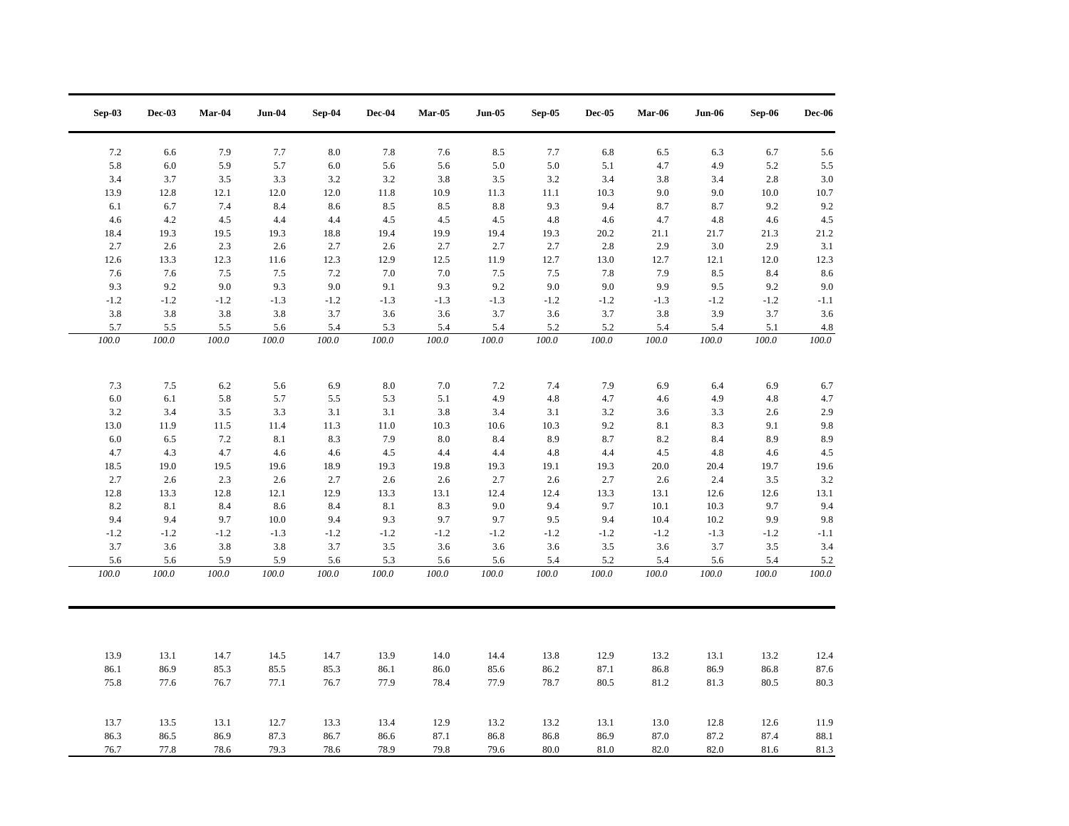| Sep-03 | Dec-03 | Mar-04 | Jun-04 | Sep-04 | Dec-04 | Mar-05 | Jun-05 | Sep-05 | Dec-05 | Mar-06 | Jun-06 | Sep-06 | Dec-06 |
|---|---|---|---|---|---|---|---|---|---|---|---|---|---|
| 7.2 | 6.6 | 7.9 | 7.7 | 8.0 | 7.8 | 7.6 | 8.5 | 7.7 | 6.8 | 6.5 | 6.3 | 6.7 | 5.6 |
| 5.8 | 6.0 | 5.9 | 5.7 | 6.0 | 5.6 | 5.6 | 5.0 | 5.0 | 5.1 | 4.7 | 4.9 | 5.2 | 5.5 |
| 3.4 | 3.7 | 3.5 | 3.3 | 3.2 | 3.2 | 3.8 | 3.5 | 3.2 | 3.4 | 3.8 | 3.4 | 2.8 | 3.0 |
| 13.9 | 12.8 | 12.1 | 12.0 | 12.0 | 11.8 | 10.9 | 11.3 | 11.1 | 10.3 | 9.0 | 9.0 | 10.0 | 10.7 |
| 6.1 | 6.7 | 7.4 | 8.4 | 8.6 | 8.5 | 8.5 | 8.8 | 9.3 | 9.4 | 8.7 | 8.7 | 9.2 | 9.2 |
| 4.6 | 4.2 | 4.5 | 4.4 | 4.4 | 4.5 | 4.5 | 4.5 | 4.8 | 4.6 | 4.7 | 4.8 | 4.6 | 4.5 |
| 18.4 | 19.3 | 19.5 | 19.3 | 18.8 | 19.4 | 19.9 | 19.4 | 19.3 | 20.2 | 21.1 | 21.7 | 21.3 | 21.2 |
| 2.7 | 2.6 | 2.3 | 2.6 | 2.7 | 2.6 | 2.7 | 2.7 | 2.7 | 2.8 | 2.9 | 3.0 | 2.9 | 3.1 |
| 12.6 | 13.3 | 12.3 | 11.6 | 12.3 | 12.9 | 12.5 | 11.9 | 12.7 | 13.0 | 12.7 | 12.1 | 12.0 | 12.3 |
| 7.6 | 7.6 | 7.5 | 7.5 | 7.2 | 7.0 | 7.0 | 7.5 | 7.5 | 7.8 | 7.9 | 8.5 | 8.4 | 8.6 |
| 9.3 | 9.2 | 9.0 | 9.3 | 9.0 | 9.1 | 9.3 | 9.2 | 9.0 | 9.0 | 9.9 | 9.5 | 9.2 | 9.0 |
| -1.2 | -1.2 | -1.2 | -1.3 | -1.2 | -1.3 | -1.3 | -1.3 | -1.2 | -1.2 | -1.3 | -1.2 | -1.2 | -1.1 |
| 3.8 | 3.8 | 3.8 | 3.8 | 3.7 | 3.6 | 3.6 | 3.7 | 3.6 | 3.7 | 3.8 | 3.9 | 3.7 | 3.6 |
| 5.7 | 5.5 | 5.5 | 5.6 | 5.4 | 5.3 | 5.4 | 5.4 | 5.2 | 5.2 | 5.4 | 5.4 | 5.1 | 4.8 |
| *100.0* | *100.0* | *100.0* | *100.0* | *100.0* | *100.0* | *100.0* | *100.0* | *100.0* | *100.0* | *100.0* | *100.0* | *100.0* | *100.0* |
| | | | | | | | | | | | | | |
| 7.3 | 7.5 | 6.2 | 5.6 | 6.9 | 8.0 | 7.0 | 7.2 | 7.4 | 7.9 | 6.9 | 6.4 | 6.9 | 6.7 |
| 6.0 | 6.1 | 5.8 | 5.7 | 5.5 | 5.3 | 5.1 | 4.9 | 4.8 | 4.7 | 4.6 | 4.9 | 4.8 | 4.7 |
| 3.2 | 3.4 | 3.5 | 3.3 | 3.1 | 3.1 | 3.8 | 3.4 | 3.1 | 3.2 | 3.6 | 3.3 | 2.6 | 2.9 |
| 13.0 | 11.9 | 11.5 | 11.4 | 11.3 | 11.0 | 10.3 | 10.6 | 10.3 | 9.2 | 8.1 | 8.3 | 9.1 | 9.8 |
| 6.0 | 6.5 | 7.2 | 8.1 | 8.3 | 7.9 | 8.0 | 8.4 | 8.9 | 8.7 | 8.2 | 8.4 | 8.9 | 8.9 |
| 4.7 | 4.3 | 4.7 | 4.6 | 4.6 | 4.5 | 4.4 | 4.4 | 4.8 | 4.4 | 4.5 | 4.8 | 4.6 | 4.5 |
| 18.5 | 19.0 | 19.5 | 19.6 | 18.9 | 19.3 | 19.8 | 19.3 | 19.1 | 19.3 | 20.0 | 20.4 | 19.7 | 19.6 |
| 2.7 | 2.6 | 2.3 | 2.6 | 2.7 | 2.6 | 2.6 | 2.7 | 2.6 | 2.7 | 2.6 | 2.4 | 3.5 | 3.2 |
| 12.8 | 13.3 | 12.8 | 12.1 | 12.9 | 13.3 | 13.1 | 12.4 | 12.4 | 13.3 | 13.1 | 12.6 | 12.6 | 13.1 |
| 8.2 | 8.1 | 8.4 | 8.6 | 8.4 | 8.1 | 8.3 | 9.0 | 9.4 | 9.7 | 10.1 | 10.3 | 9.7 | 9.4 |
| 9.4 | 9.4 | 9.7 | 10.0 | 9.4 | 9.3 | 9.7 | 9.7 | 9.5 | 9.4 | 10.4 | 10.2 | 9.9 | 9.8 |
| -1.2 | -1.2 | -1.2 | -1.3 | -1.2 | -1.2 | -1.2 | -1.2 | -1.2 | -1.2 | -1.2 | -1.3 | -1.2 | -1.1 |
| 3.7 | 3.6 | 3.8 | 3.8 | 3.7 | 3.5 | 3.6 | 3.6 | 3.6 | 3.5 | 3.6 | 3.7 | 3.5 | 3.4 |
| 5.6 | 5.6 | 5.9 | 5.9 | 5.6 | 5.3 | 5.6 | 5.6 | 5.4 | 5.2 | 5.4 | 5.6 | 5.4 | 5.2 |
| *100.0* | *100.0* | *100.0* | *100.0* | *100.0* | *100.0* | *100.0* | *100.0* | *100.0* | *100.0* | *100.0* | *100.0* | *100.0* | *100.0* |
| | | | | | | | | | | | | | |
| 13.9 | 13.1 | 14.7 | 14.5 | 14.7 | 13.9 | 14.0 | 14.4 | 13.8 | 12.9 | 13.2 | 13.1 | 13.2 | 12.4 |
| 86.1 | 86.9 | 85.3 | 85.5 | 85.3 | 86.1 | 86.0 | 85.6 | 86.2 | 87.1 | 86.8 | 86.9 | 86.8 | 87.6 |
| 75.8 | 77.6 | 76.7 | 77.1 | 76.7 | 77.9 | 78.4 | 77.9 | 78.7 | 80.5 | 81.2 | 81.3 | 80.5 | 80.3 |
| | | | | | | | | | | | | | |
| 13.7 | 13.5 | 13.1 | 12.7 | 13.3 | 13.4 | 12.9 | 13.2 | 13.2 | 13.1 | 13.0 | 12.8 | 12.6 | 11.9 |
| 86.3 | 86.5 | 86.9 | 87.3 | 86.7 | 86.6 | 87.1 | 86.8 | 86.8 | 86.9 | 87.0 | 87.2 | 87.4 | 88.1 |
| 76.7 | 77.8 | 78.6 | 79.3 | 78.6 | 78.9 | 79.8 | 79.6 | 80.0 | 81.0 | 82.0 | 82.0 | 81.6 | 81.3 |